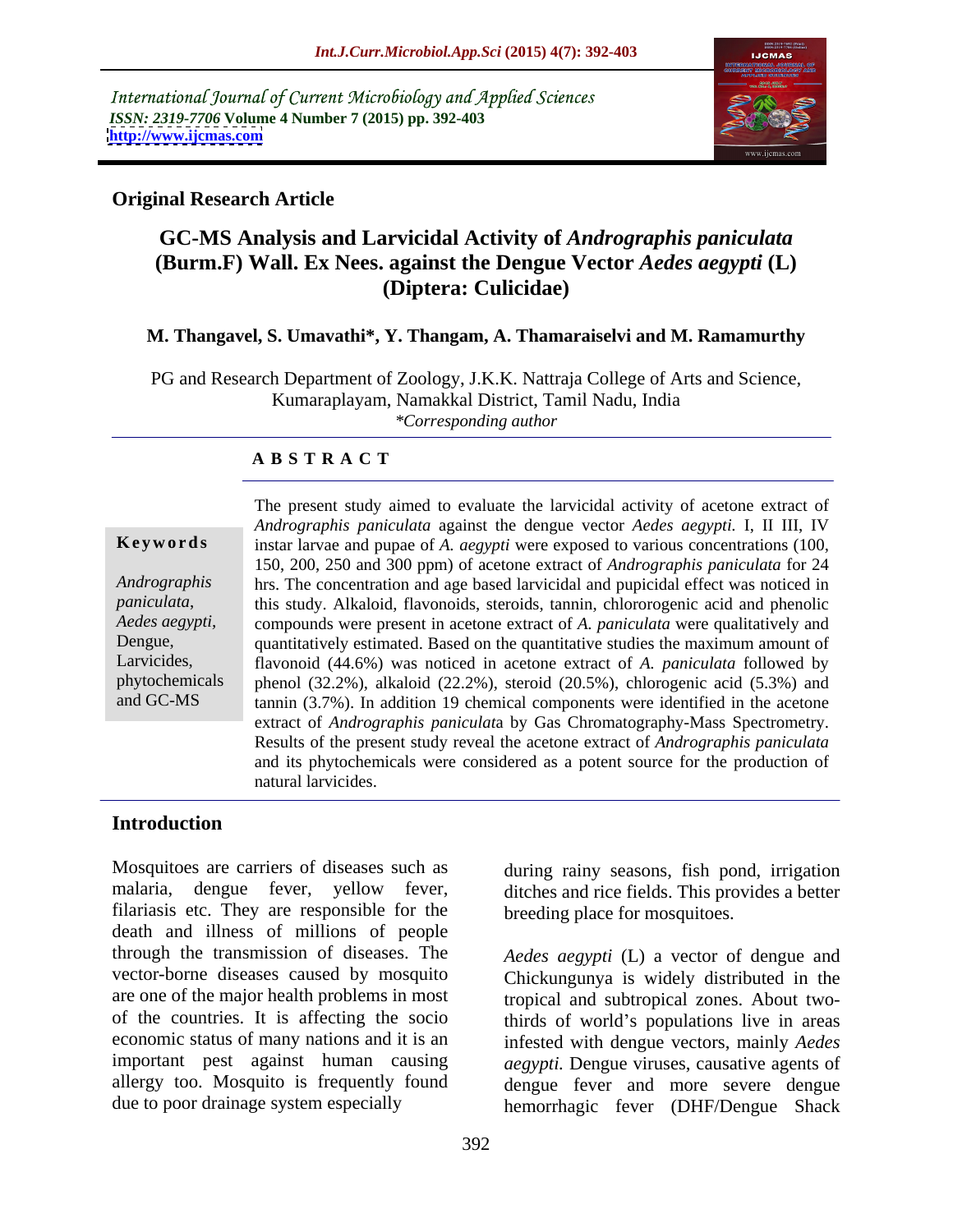International Journal of Current Microbiology and Applied Sciences
*ISSN: 2319-7706* **Volume 4 Number 7 (2015) pp. 392-403**
**http://www.ijcmas.com**

**Original Research Article**

# GC-MS Analysis and Larvicidal Activity of *Andrographis paniculata* (Burm.F) Wall. Ex Nees. against the Dengue Vector *Aedes aegypti* (L) (Diptera: Culicidae)

**M. Thangavel, S. Umavathi\*, Y. Thangam, A. Thamaraiselvi and M. Ramamurthy**

PG and Research Department of Zoology, J.K.K. Nattraja College of Arts and Science, Kumaraplayam, Namakkal District, Tamil Nadu, India
*\*Corresponding author*

**A B S T R A C T**

**Keywords**

*Andrographis paniculata*, *Aedes aegypti*, Dengue, Larvicides, phytochemicals and GC-MS

The present study aimed to evaluate the larvicidal activity of acetone extract of *Andrographis paniculata* against the dengue vector *Aedes aegypti.* I, II III, IV instar larvae and pupae of *A. aegypti* were exposed to various concentrations (100, 150, 200, 250 and 300 ppm) of acetone extract of *Andrographis paniculata* for 24 hrs. The concentration and age based larvicidal and pupicidal effect was noticed in this study. Alkaloid, flavonoids, steroids, tannin, chlororogenic acid and phenolic compounds were present in acetone extract of *A. paniculata* were qualitatively and quantitatively estimated. Based on the quantitative studies the maximum amount of flavonoid (44.6%) was noticed in acetone extract of *A. paniculata* followed by phenol (32.2%), alkaloid (22.2%), steroid (20.5%), chlorogenic acid (5.3%) and tannin (3.7%). In addition 19 chemical components were identified in the acetone extract of *Andrographis paniculata* by Gas Chromatography-Mass Spectrometry. Results of the present study reveal the acetone extract of *Andrographis paniculata* and its phytochemicals were considered as a potent source for the production of natural larvicides.

## Introduction

Mosquitoes are carriers of diseases such as malaria, dengue fever, yellow fever, filariasis etc. They are responsible for the death and illness of millions of people through the transmission of diseases. The vector-borne diseases caused by mosquito are one of the major health problems in most of the countries. It is affecting the socio economic status of many nations and it is an important pest against human causing allergy too. Mosquito is frequently found due to poor drainage system especially during rainy seasons, fish pond, irrigation ditches and rice fields. This provides a better breeding place for mosquitoes.

*Aedes aegypti* (L) a vector of dengue and Chickungunya is widely distributed in the tropical and subtropical zones. About two-thirds of world's populations live in areas infested with dengue vectors, mainly *Aedes aegypti*. Dengue viruses, causative agents of dengue fever and more severe dengue hemorrhagic fever (DHF/Dengue Shack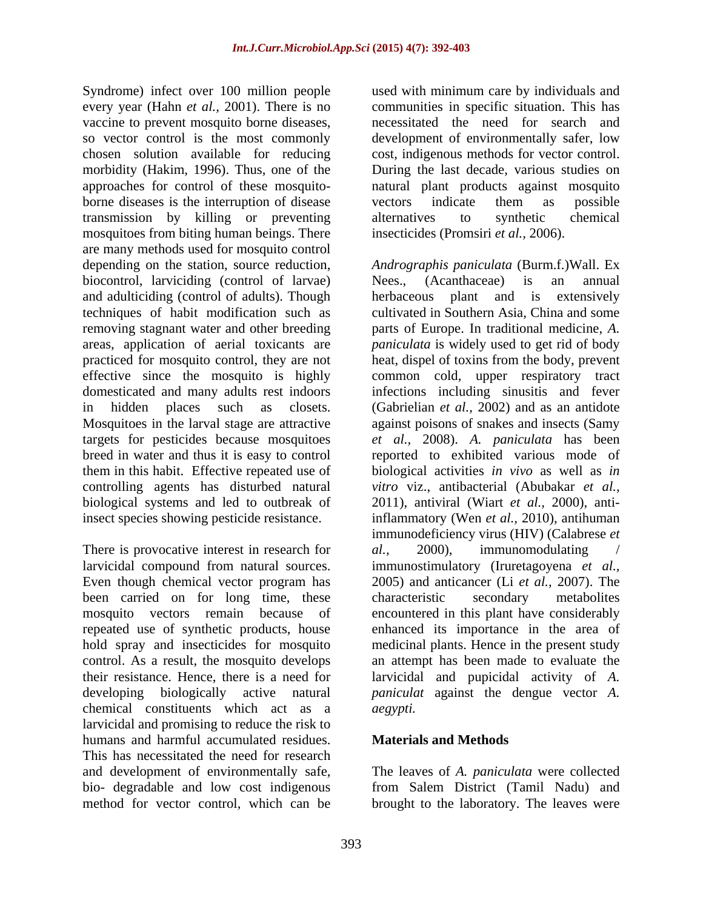Syndrome) infect over 100 million people every year (Hahn *et al.,* 2001). There is no vaccine to prevent mosquito borne diseases, so vector control is the most commonly chosen solution available for reducing morbidity (Hakim, 1996). Thus, one of the approaches for control of these mosquito-borne diseases is the interruption of disease transmission by killing or preventing mosquitoes from biting human beings. There are many methods used for mosquito control depending on the station, source reduction, biocontrol, larviciding (control of larvae) and adulticiding (control of adults). Though techniques of habit modification such as removing stagnant water and other breeding areas, application of aerial toxicants are practiced for mosquito control, they are not effective since the mosquito is highly domesticated and many adults rest indoors in hidden places such as closets. Mosquitoes in the larval stage are attractive targets for pesticides because mosquitoes breed in water and thus it is easy to control them in this habit. Effective repeated use of controlling agents has disturbed natural biological systems and led to outbreak of insect species showing pesticide resistance.

There is provocative interest in research for larvicidal compound from natural sources. Even though chemical vector program has been carried on for long time, these mosquito vectors remain because of repeated use of synthetic products, house hold spray and insecticides for mosquito control. As a result, the mosquito develops their resistance. Hence, there is a need for developing biologically active natural chemical constituents which act as a larvicidal and promising to reduce the risk to humans and harmful accumulated residues. This has necessitated the need for research and development of environmentally safe, bio- degradable and low cost indigenous method for vector control, which can be used with minimum care by individuals and communities in specific situation. This has necessitated the need for search and development of environmentally safer, low cost, indigenous methods for vector control. During the last decade, various studies on natural plant products against mosquito vectors indicate them as possible alternatives to synthetic chemical insecticides (Promsiri *et al.,* 2006).

*Andrographis paniculata* (Burm.f.)Wall. Ex Nees., (Acanthaceae) is an annual herbaceous plant and is extensively cultivated in Southern Asia, China and some parts of Europe. In traditional medicine, *A. paniculata* is widely used to get rid of body heat, dispel of toxins from the body, prevent common cold, upper respiratory tract infections including sinusitis and fever (Gabrielian *et al.,* 2002) and as an antidote against poisons of snakes and insects (Samy *et al.,* 2008). *A. paniculata* has been reported to exhibited various mode of biological activities *in vivo* as well as *in vitro* viz., antibacterial (Abubakar *et al.,* 2011), antiviral (Wiart *et al.,* 2000), anti-inflammatory (Wen *et al.,* 2010), antihuman immunodeficiency virus (HIV) (Calabrese *et al.,* 2000), immunomodulating / immunostimulatory (Iruretagoyena *et al.,* 2005) and anticancer (Li *et al.,* 2007). The characteristic secondary metabolites encountered in this plant have considerably enhanced its importance in the area of medicinal plants. Hence in the present study an attempt has been made to evaluate the larvicidal and pupicidal activity of *A. paniculat* against the dengue vector *A. aegypti.*

## Materials and Methods

The leaves of *A. paniculata* were collected from Salem District (Tamil Nadu) and brought to the laboratory. The leaves were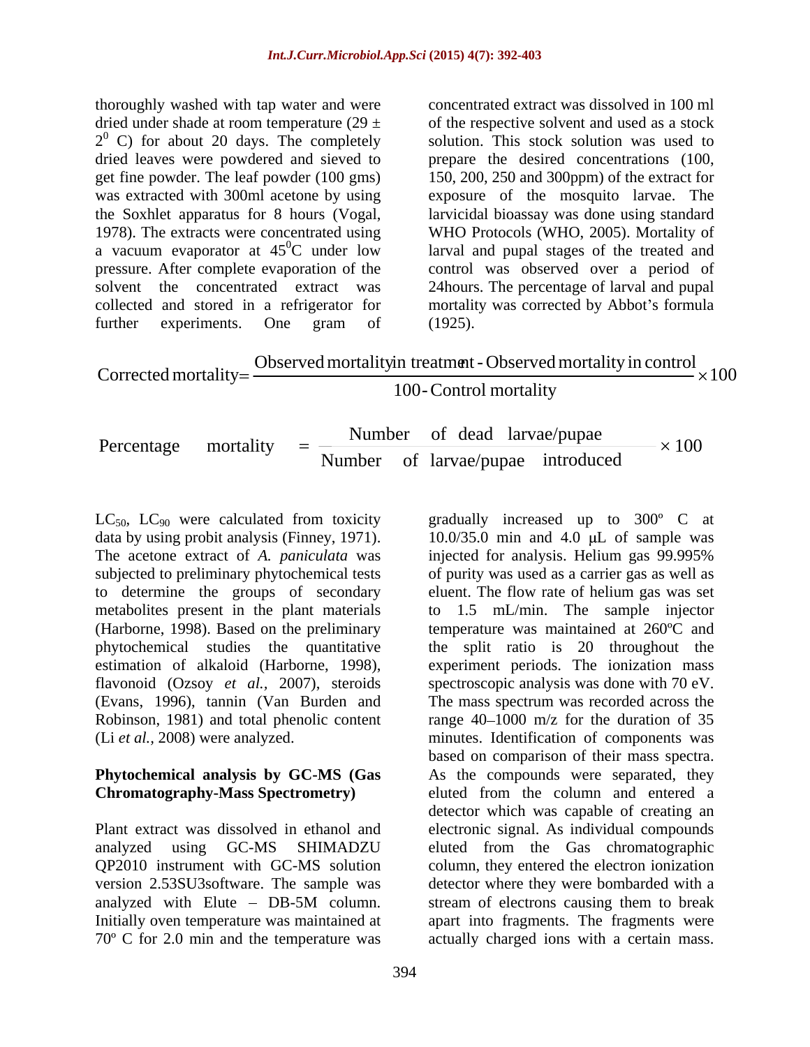thoroughly washed with tap water and were dried under shade at room temperature (29 ± $2^0$ C) for about 20 days. The completely dried leaves were powdered and sieved to get fine powder. The leaf powder (100 gms) was extracted with 300ml acetone by using the Soxhlet apparatus for 8 hours (Vogal, 1978). The extracts were concentrated using a vacuum evaporator at $45^0$C under low pressure. After complete evaporation of the solvent the concentrated extract was collected and stored in a refrigerator for further experiments. One gram of concentrated extract was dissolved in 100 ml of the respective solvent and used as a stock solution. This stock solution was used to prepare the desired concentrations (100, 150, 200, 250 and 300ppm) of the extract for exposure of the mosquito larvae. The larvicidal bioassay was done using standard WHO Protocols (WHO, 2005). Mortality of larval and pupal stages of the treated and control was observed over a period of 24hours. The percentage of larval and pupal mortality was corrected by Abbot's formula (1925).

$$\text{Corrected mortality} = \frac{\text{Observed mortality in treatment - Observed mortality in control}}{\text{100 - Control mortality}} \times 100$$

$$\text{Percentage mortality} = \frac{\text{Number of dead larvae/pupae}}{\text{Number of larvae/pupae introduced}} \times 100$$

$LC_{50}$, $LC_{90}$ were calculated from toxicity data by using probit analysis (Finney, 1971). The acetone extract of *A. paniculata* was subjected to preliminary phytochemical tests to determine the groups of secondary metabolites present in the plant materials (Harborne, 1998). Based on the preliminary phytochemical studies the quantitative estimation of alkaloid (Harborne, 1998), flavonoid (Ozsoy *et al.,* 2007), steroids (Evans, 1996), tannin (Van Burden and Robinson, 1981) and total phenolic content (Li *et al.,* 2008) were analyzed.

**Phytochemical analysis by GC-MS (Gas Chromatography-Mass Spectrometry)**

Plant extract was dissolved in ethanol and analyzed using GC-MS SHIMADZU QP2010 instrument with GC-MS solution version 2.53SU3software. The sample was analyzed with Elute – DB-5M column. Initially oven temperature was maintained at 70º C for 2.0 min and the temperature was gradually increased up to 300º C at 10.0/35.0 min and 4.0 μL of sample was injected for analysis. Helium gas 99.995% of purity was used as a carrier gas as well as eluent. The flow rate of helium gas was set to 1.5 mL/min. The sample injector temperature was maintained at 260ºC and the split ratio is 20 throughout the experiment periods. The ionization mass spectroscopic analysis was done with 70 eV. The mass spectrum was recorded across the range 40–1000 m/z for the duration of 35 minutes. Identification of components was based on comparison of their mass spectra. As the compounds were separated, they eluted from the column and entered a detector which was capable of creating an electronic signal. As individual compounds eluted from the Gas chromatographic column, they entered the electron ionization detector where they were bombarded with a stream of electrons causing them to break apart into fragments. The fragments were actually charged ions with a certain mass.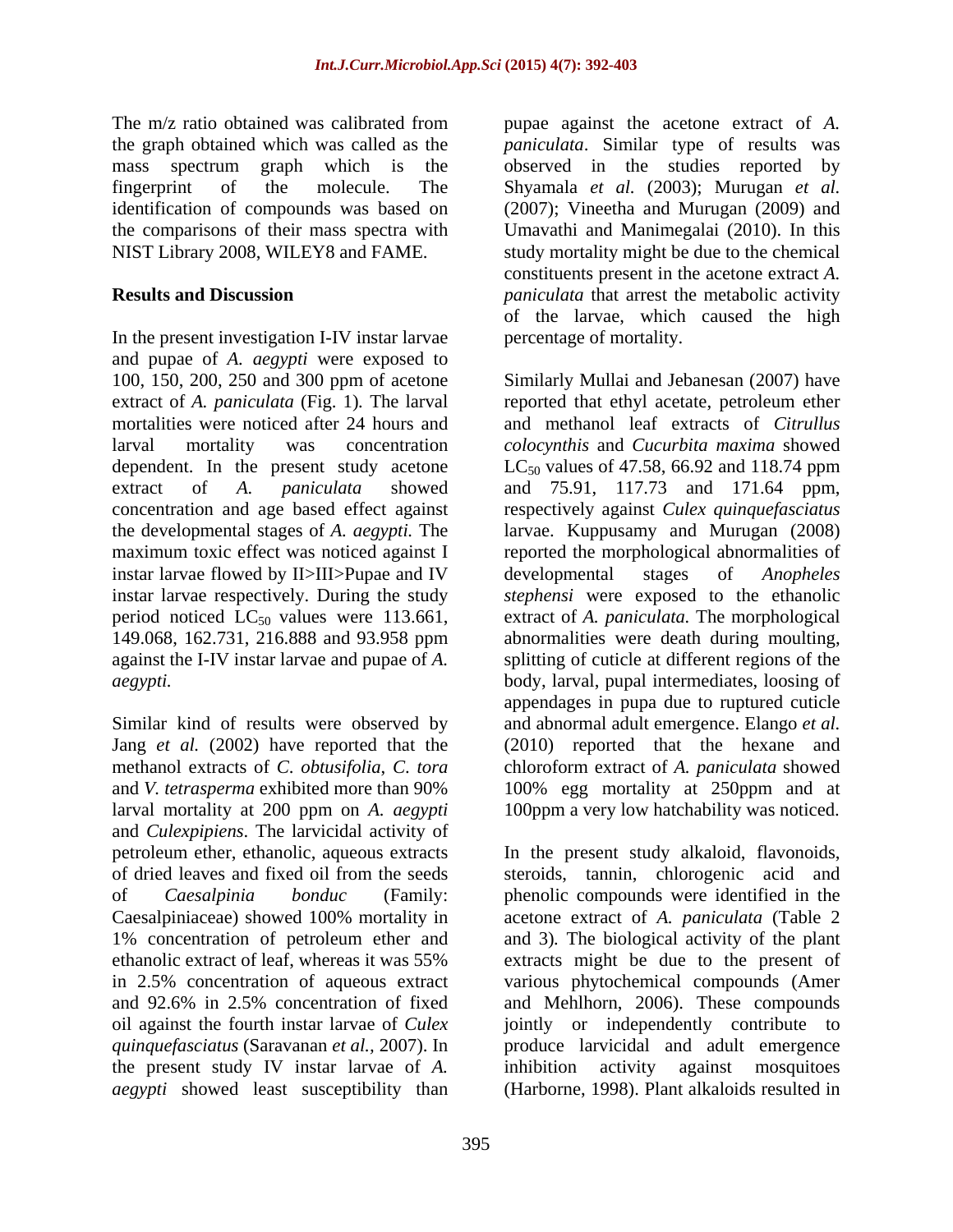The m/z ratio obtained was calibrated from the graph obtained which was called as the mass spectrum graph which is the fingerprint of the molecule. The identification of compounds was based on the comparisons of their mass spectra with NIST Library 2008, WILEY8 and FAME.

## Results and Discussion

In the present investigation I-IV instar larvae and pupae of *A. aegypti* were exposed to 100, 150, 200, 250 and 300 ppm of acetone extract of *A. paniculata* (Fig. 1)*.* The larval mortalities were noticed after 24 hours and larval mortality was concentration dependent. In the present study acetone extract of *A. paniculata* showed concentration and age based effect against the developmental stages of *A. aegypti.* The maximum toxic effect was noticed against I instar larvae flowed by II>III>Pupae and IV instar larvae respectively. During the study period noticed $LC_{50}$ values were 113.661, 149.068, 162.731, 216.888 and 93.958 ppm against the I-IV instar larvae and pupae of *A. aegypti.*

Similar kind of results were observed by Jang *et al.* (2002) have reported that the methanol extracts of *C. obtusifolia*, *C. tora* and *V. tetrasperma* exhibited more than 90% larval mortality at 200 ppm on *A. aegypti* and *Culexpipiens*. The larvicidal activity of petroleum ether, ethanolic, aqueous extracts of dried leaves and fixed oil from the seeds of *Caesalpinia bonduc* (Family: Caesalpiniaceae) showed 100% mortality in 1% concentration of petroleum ether and ethanolic extract of leaf, whereas it was 55% in 2.5% concentration of aqueous extract and 92.6% in 2.5% concentration of fixed oil against the fourth instar larvae of *Culex quinquefasciatus* (Saravanan *et al.,* 2007). In the present study IV instar larvae of *A. aegypti* showed least susceptibility than pupae against the acetone extract of *A. paniculata*. Similar type of results was observed in the studies reported by Shyamala *et al.* (2003); Murugan *et al.* (2007); Vineetha and Murugan (2009) and Umavathi and Manimegalai (2010). In this study mortality might be due to the chemical constituents present in the acetone extract *A. paniculata* that arrest the metabolic activity of the larvae, which caused the high percentage of mortality.

Similarly Mullai and Jebanesan (2007) have reported that ethyl acetate, petroleum ether and methanol leaf extracts of *Citrullus colocynthis* and *Cucurbita maxima* showed $LC_{50}$ values of 47.58, 66.92 and 118.74 ppm and 75.91, 117.73 and 171.64 ppm, respectively against *Culex quinquefasciatus* larvae. Kuppusamy and Murugan (2008) reported the morphological abnormalities of developmental stages of *Anopheles stephensi* were exposed to the ethanolic extract of *A. paniculata.* The morphological abnormalities were death during moulting, splitting of cuticle at different regions of the body, larval, pupal intermediates, loosing of appendages in pupa due to ruptured cuticle and abnormal adult emergence. Elango *et al.* (2010) reported that the hexane and chloroform extract of *A. paniculata* showed 100% egg mortality at 250ppm and at 100ppm a very low hatchability was noticed.

In the present study alkaloid, flavonoids, steroids, tannin, chlorogenic acid and phenolic compounds were identified in the acetone extract of *A. paniculata* (Table 2 and 3)*.* The biological activity of the plant extracts might be due to the present of various phytochemical compounds (Amer and Mehlhorn, 2006). These compounds jointly or independently contribute to produce larvicidal and adult emergence inhibition activity against mosquitoes (Harborne, 1998). Plant alkaloids resulted in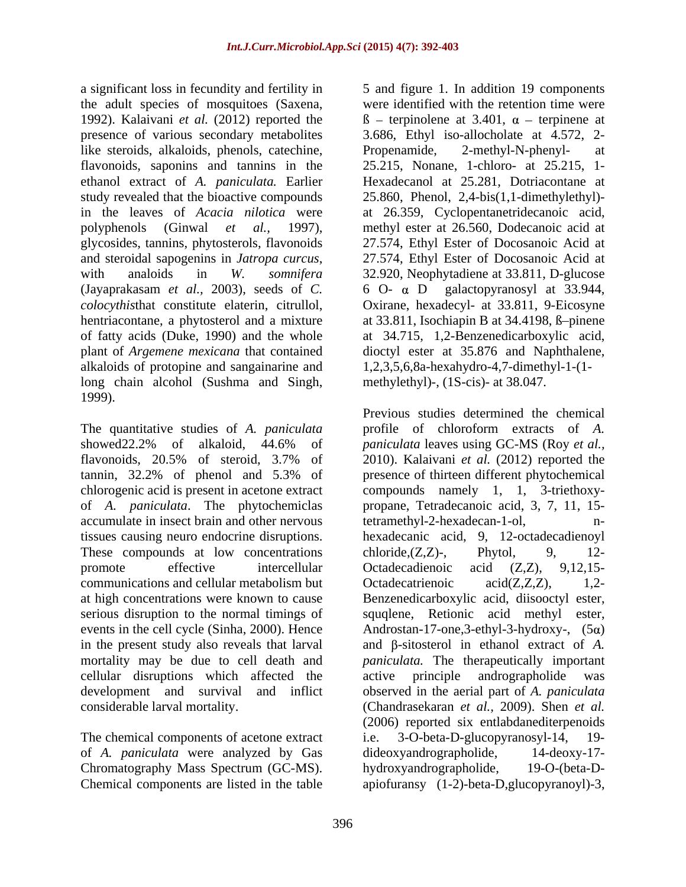a significant loss in fecundity and fertility in the adult species of mosquitoes (Saxena, 1992). Kalaivani *et al.* (2012) reported the presence of various secondary metabolites like steroids, alkaloids, phenols, catechine, flavonoids, saponins and tannins in the ethanol extract of *A. paniculata.* Earlier study revealed that the bioactive compounds in the leaves of *Acacia nilotica* were polyphenols (Ginwal *et al.,* 1997), glycosides, tannins, phytosterols, flavonoids and steroidal sapogenins in *Jatropa curcus*, with analoids in *W. somnifera* (Jayaprakasam *et al.,* 2003), seeds of *C. colocythis*that constitute elaterin, citrullol, hentriacontane, a phytosterol and a mixture of fatty acids (Duke, 1990) and the whole plant of *Argemene mexicana* that contained alkaloids of protopine and sangainarine and long chain alcohol (Sushma and Singh, 1999).

The quantitative studies of *A. paniculata* showed22.2% of alkaloid, 44.6% of flavonoids, 20.5% of steroid, 3.7% of tannin, 32.2% of phenol and 5.3% of chlorogenic acid is present in acetone extract of *A. paniculata*. The phytochemiclas accumulate in insect brain and other nervous tissues causing neuro endocrine disruptions. These compounds at low concentrations promote effective intercellular communications and cellular metabolism but at high concentrations were known to cause serious disruption to the normal timings of events in the cell cycle (Sinha, 2000). Hence in the present study also reveals that larval mortality may be due to cell death and cellular disruptions which affected the development and survival and inflict considerable larval mortality.

The chemical components of acetone extract of *A. paniculata* were analyzed by Gas Chromatography Mass Spectrum (GC-MS). Chemical components are listed in the table 5 and figure 1. In addition 19 components were identified with the retention time were ß – terpinolene at 3.401, α – terpinene at 3.686, Ethyl iso-allocholate at 4.572, 2-Propenamide, 2-methyl-N-phenyl- at 25.215, Nonane, 1-chloro- at 25.215, 1-Hexadecanol at 25.281, Dotriacontane at 25.860, Phenol, 2,4-bis(1,1-dimethylethyl)- at 26.359, Cyclopentanetridecanoic acid, methyl ester at 26.560, Dodecanoic acid at 27.574, Ethyl Ester of Docosanoic Acid at 27.574, Ethyl Ester of Docosanoic Acid at 32.920, Neophytadiene at 33.811, D-glucose 6 O- α D galactopyranosyl at 33.944, Oxirane, hexadecyl- at 33.811, 9-Eicosyne at 33.811, Isochiapin B at 34.4198, ß–pinene at 34.715, 1,2-Benzenedicarboxylic acid, dioctyl ester at 35.876 and Naphthalene, 1,2,3,5,6,8a-hexahydro-4,7-dimethyl-1-(1-methylethyl)-, (1S-cis)- at 38.047.

Previous studies determined the chemical profile of chloroform extracts of *A. paniculata* leaves using GC-MS (Roy *et al.,* 2010). Kalaivani *et al.* (2012) reported the presence of thirteen different phytochemical compounds namely 1, 1, 3-triethoxy-propane, Tetradecanoic acid, 3, 7, 11, 15-tetramethyl-2-hexadecan-1-ol, n-hexadecanic acid, 9, 12-octadecadienoyl chloride,(Z,Z)-, Phytol, 9, 12-Octadecadienoic acid (Z,Z), 9,12,15-Octadecatrienoic acid(Z,Z,Z), 1,2-Benzenedicarboxylic acid, diisooctyl ester, squqlene, Retionic acid methyl ester, Androstan-17-one,3-ethyl-3-hydroxy-, (5α) and β-sitosterol in ethanol extract of *A. paniculata.* The therapeutically important active principle andrographolide was observed in the aerial part of *A. paniculata* (Chandrasekaran *et al.,* 2009). Shen *et al.* (2006) reported six entlabdanediterpenoids i.e. 3-O-beta-D-glucopyranosyl-14, 19-dideoxyandrographolide, 14-deoxy-17-hydroxyandrographolide, 19-O-(beta-D-apiofuransy (1-2)-beta-D,glucopyranoyl)-3,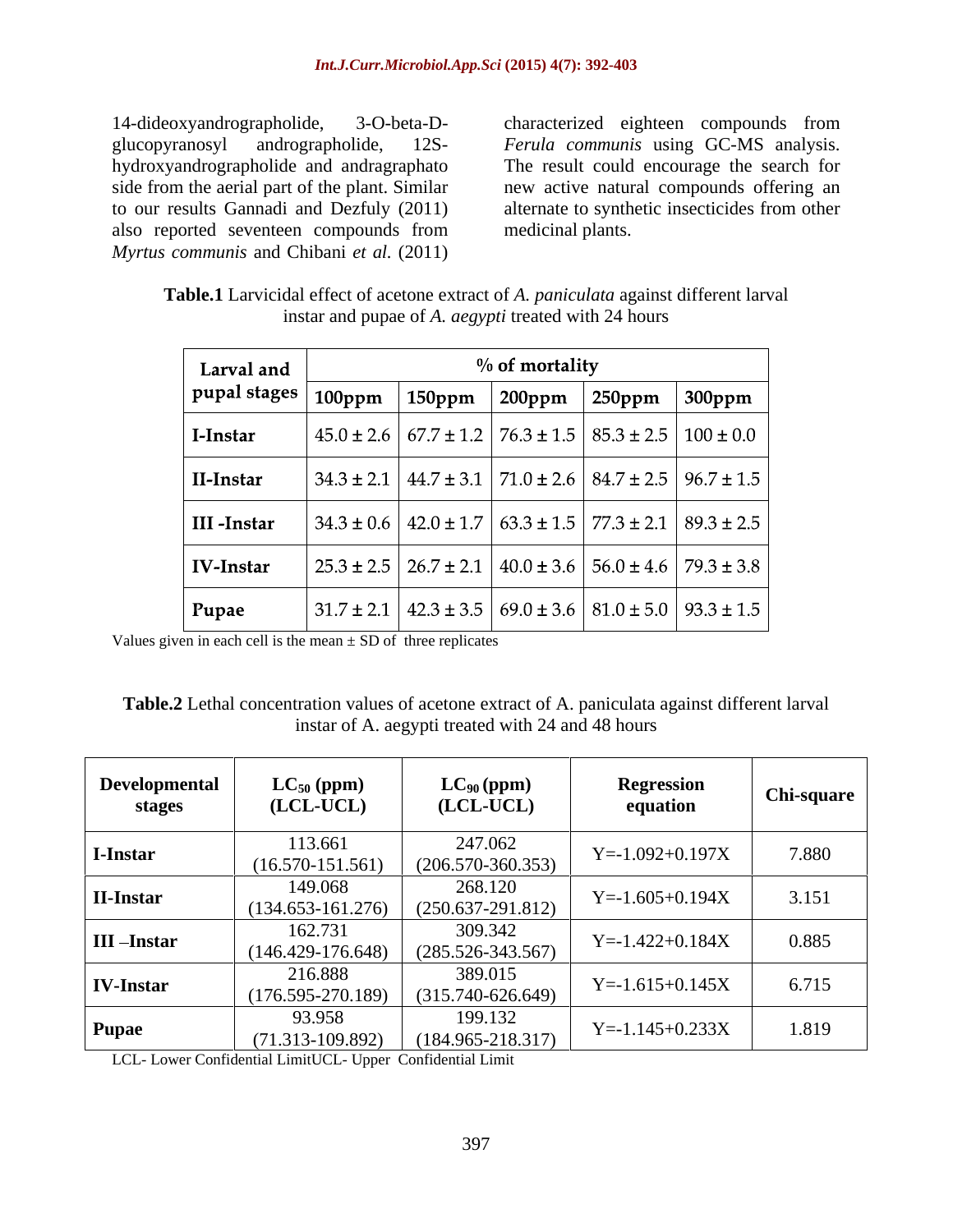14-dideoxyandrographolide, 3-O-beta-D-glucopyranosyl andrographolide, 12S-hydroxyandrographolide and andragraphatoside from the aerial part of the plant. Similar to our results Gannadi and Dezfuly (2011) also reported seventeen compounds from *Myrtus communis* and Chibani *et al.* (2011) characterized eighteen compounds from *Ferula communis* using GC-MS analysis. The result could encourage the search for new active natural compounds offering an alternate to synthetic insecticides from other medicinal plants.

**Table.1** Larvicidal effect of acetone extract of *A. paniculata* against different larval instar and pupae of *A. aegypti* treated with 24 hours

| Larval and pupal stages | % of mortality | | | | |
|---|---|---|---|---|---|
| | 100ppm | 150ppm | 200ppm | 250ppm | 300ppm |
| I-Instar | 45.0 ± 2.6 | 67.7 ± 1.2 | 76.3 ± 1.5 | 85.3 ± 2.5 | 100 ± 0.0 |
| II-Instar | 34.3 ± 2.1 | 44.7 ± 3.1 | 71.0 ± 2.6 | 84.7 ± 2.5 | 96.7 ± 1.5 |
| III -Instar | 34.3 ± 0.6 | 42.0 ± 1.7 | 63.3 ± 1.5 | 77.3 ± 2.1 | 89.3 ± 2.5 |
| IV-Instar | 25.3 ± 2.5 | 26.7 ± 2.1 | 40.0 ± 3.6 | 56.0 ± 4.6 | 79.3 ± 3.8 |
| Pupae | 31.7 ± 2.1 | 42.3 ± 3.5 | 69.0 ± 3.6 | 81.0 ± 5.0 | 93.3 ± 1.5 |

Values given in each cell is the mean ± SD of three replicates

**Table.2** Lethal concentration values of acetone extract of A. paniculata against different larval instar of A. aegypti treated with 24 and 48 hours

| Developmental stages | $LC_{50}$ (ppm) (LCL-UCL) | $LC_{90}$ (ppm) (LCL-UCL) | Regression equation | Chi-square |
|---|---|---|---|---|
| I-Instar | 113.661 (16.570-151.561) | 247.062 (206.570-360.353) | Y=-1.092+0.197X | 7.880 |
| II-Instar | 149.068 (134.653-161.276) | 268.120 (250.637-291.812) | Y=-1.605+0.194X | 3.151 |
| III –Instar | 162.731 (146.429-176.648) | 309.342 (285.526-343.567) | Y=-1.422+0.184X | 0.885 |
| IV-Instar | 216.888 (176.595-270.189) | 389.015 (315.740-626.649) | Y=-1.615+0.145X | 6.715 |
| Pupae | 93.958 (71.313-109.892) | 199.132 (184.965-218.317) | Y=-1.145+0.233X | 1.819 |

LCL- Lower Confidential LimitUCL- Upper Confidential Limit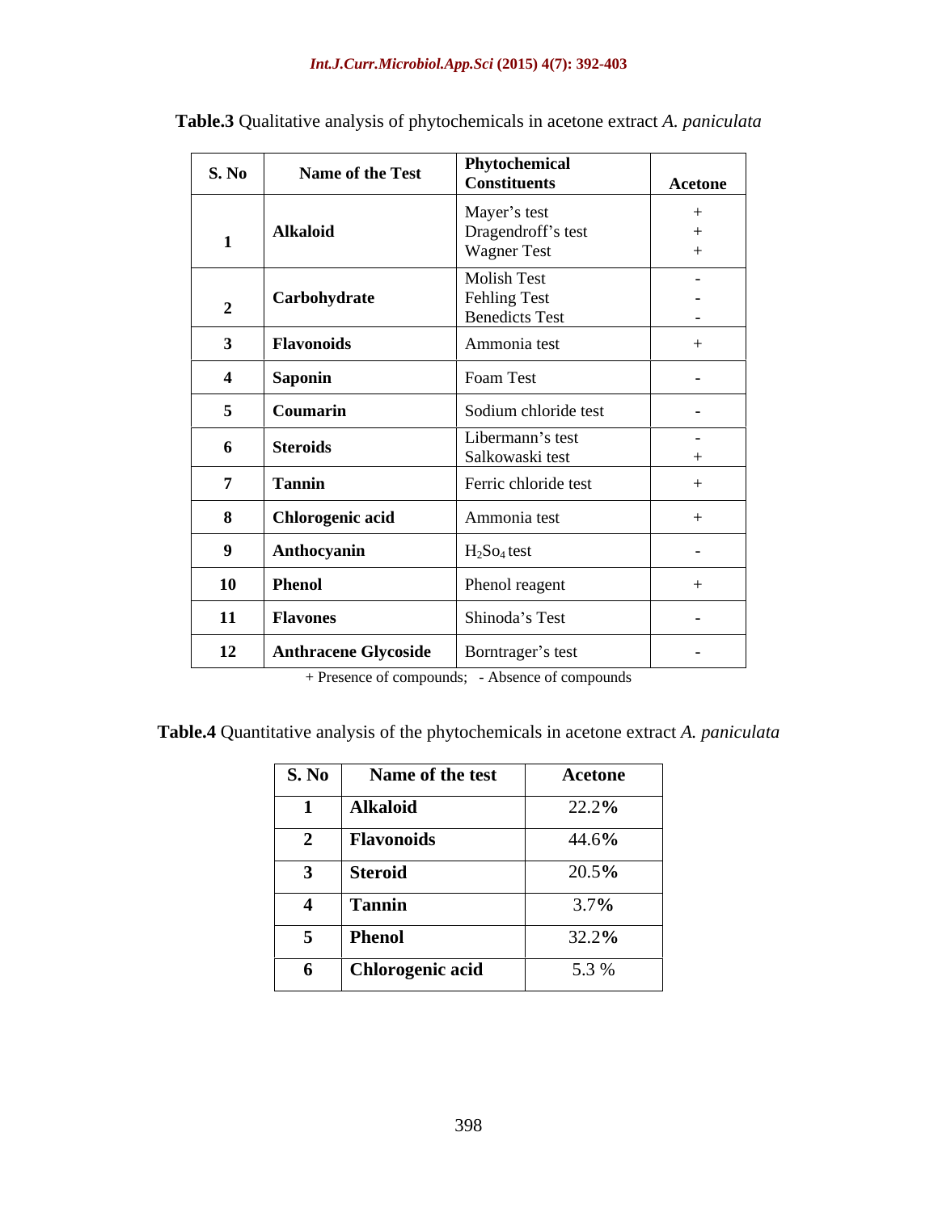**Table.3** Qualitative analysis of phytochemicals in acetone extract *A. paniculata*

| S. No | Name of the Test | Phytochemical Constituents | Acetone |
|---|---|---|---|
| 1 | **Alkaloid** | Mayer's test | + |
| | | Dragendroff's test | + |
| | | Wagner Test | + |
| 2 | **Carbohydrate** | Molish Test | - |
| | | Fehling Test | - |
| | | Benedicts Test | - |
| 3 | **Flavonoids** | Ammonia test | + |
| 4 | **Saponin** | Foam Test | - |
| 5 | **Coumarin** | Sodium chloride test | - |
| 6 | **Steroids** | Libermann's test | - |
| | | Salkowaski test | + |
| 7 | **Tannin** | Ferric chloride test | + |
| 8 | **Chlorogenic acid** | Ammonia test | + |
| 9 | **Anthocyanin** | $H_2So_4$ test | - |
| 10 | **Phenol** | Phenol reagent | + |
| 11 | **Flavones** | Shinoda's Test | - |
| 12 | **Anthracene Glycoside** | Borntrager's test | - |

+ Presence of compounds; - Absence of compounds

**Table.4** Quantitative analysis of the phytochemicals in acetone extract *A. paniculata*

| S. No | Name of the test | Acetone |
|---|---|---|
| 1 | **Alkaloid** | 22.2% |
| 2 | **Flavonoids** | 44.6% |
| 3 | **Steroid** | 20.5% |
| 4 | **Tannin** | 3.7% |
| 5 | **Phenol** | 32.2% |
| 6 | **Chlorogenic acid** | 5.3 % |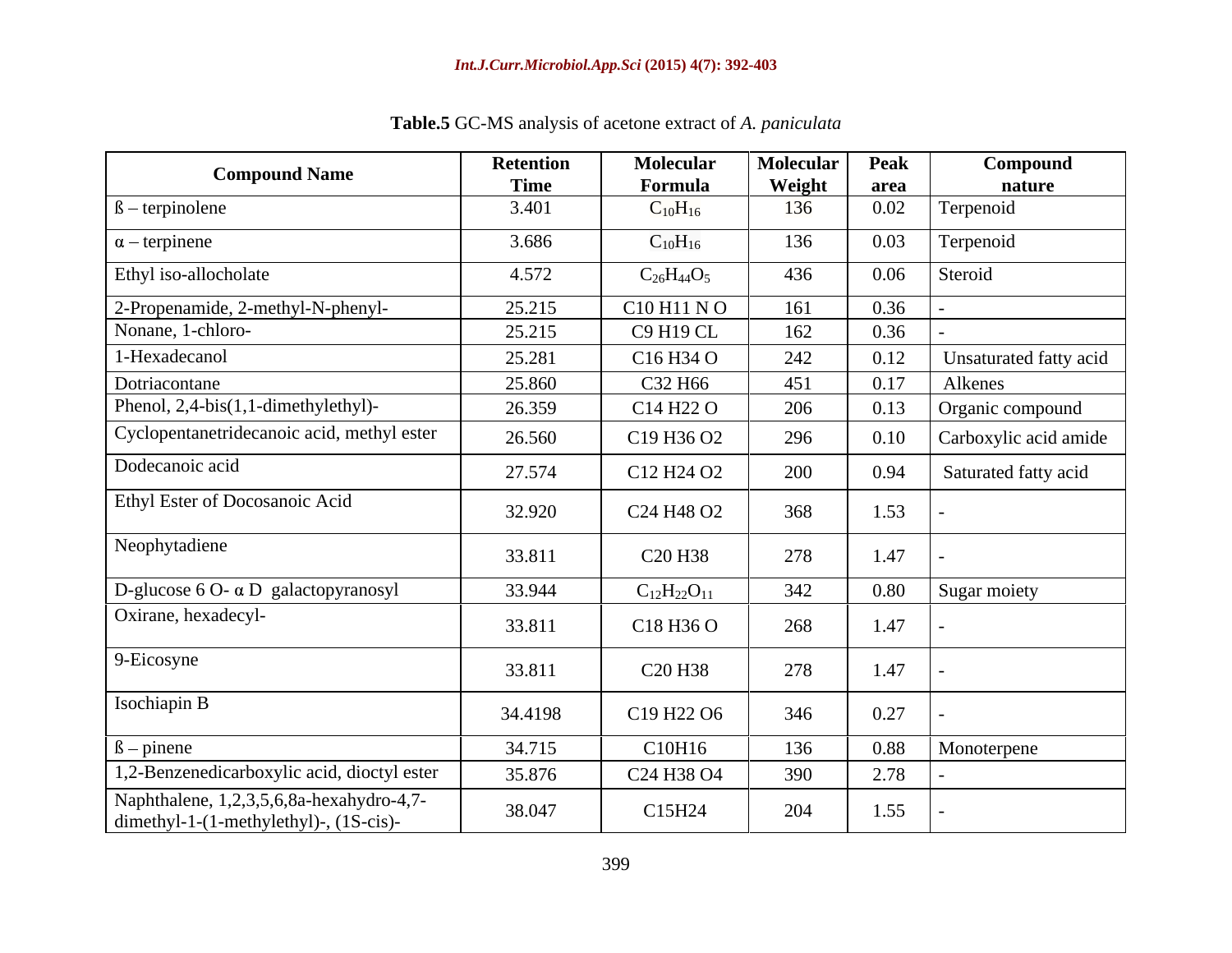**Table.5** GC-MS analysis of acetone extract of *A. paniculata*

| Compound Name | Retention Time | Molecular Formula | Molecular Weight | Peak area | Compound nature |
|---|---|---|---|---|---|
| ß – terpinolene | 3.401 | $C_{10}H_{16}$ | 136 | 0.02 | Terpenoid |
| α – terpinene | 3.686 | $C_{10}H_{16}$ | 136 | 0.03 | Terpenoid |
| Ethyl iso-allocholate | 4.572 | $C_{26}H_{44}O_5$ | 436 | 0.06 | Steroid |
| 2-Propenamide, 2-methyl-N-phenyl- | 25.215 | C10 H11 N O | 161 | 0.36 | - |
| Nonane, 1-chloro- | 25.215 | C9 H19 CL | 162 | 0.36 | - |
| 1-Hexadecanol | 25.281 | C16 H34 O | 242 | 0.12 | Unsaturated fatty acid |
| Dotriacontane | 25.860 | C32 H66 | 451 | 0.17 | Alkenes |
| Phenol, 2,4-bis(1,1-dimethylethyl)- | 26.359 | C14 H22 O | 206 | 0.13 | Organic compound |
| Cyclopentanetridecanoic acid, methyl ester | 26.560 | C19 H36 O2 | 296 | 0.10 | Carboxylic acid amide |
| Dodecanoic acid | 27.574 | C12 H24 O2 | 200 | 0.94 | Saturated fatty acid |
| Ethyl Ester of Docosanoic Acid | 32.920 | C24 H48 O2 | 368 | 1.53 | - |
| Neophytadiene | 33.811 | C20 H38 | 278 | 1.47 | - |
| D-glucose 6 O- α D galactopyranosyl | 33.944 | $C_{12}H_{22}O_{11}$ | 342 | 0.80 | Sugar moiety |
| Oxirane, hexadecyl- | 33.811 | C18 H36 O | 268 | 1.47 | - |
| 9-Eicosyne | 33.811 | C20 H38 | 278 | 1.47 | - |
| Isochiapin B | 34.4198 | C19 H22 O6 | 346 | 0.27 | - |
| ß – pinene | 34.715 | C10H16 | 136 | 0.88 | Monoterpene |
| 1,2-Benzenedicarboxylic acid, dioctyl ester | 35.876 | C24 H38 O4 | 390 | 2.78 | - |
| Naphthalene, 1,2,3,5,6,8a-hexahydro-4,7-dimethyl-1-(1-methylethyl)-, (1S-cis)- | 38.047 | C15H24 | 204 | 1.55 | - |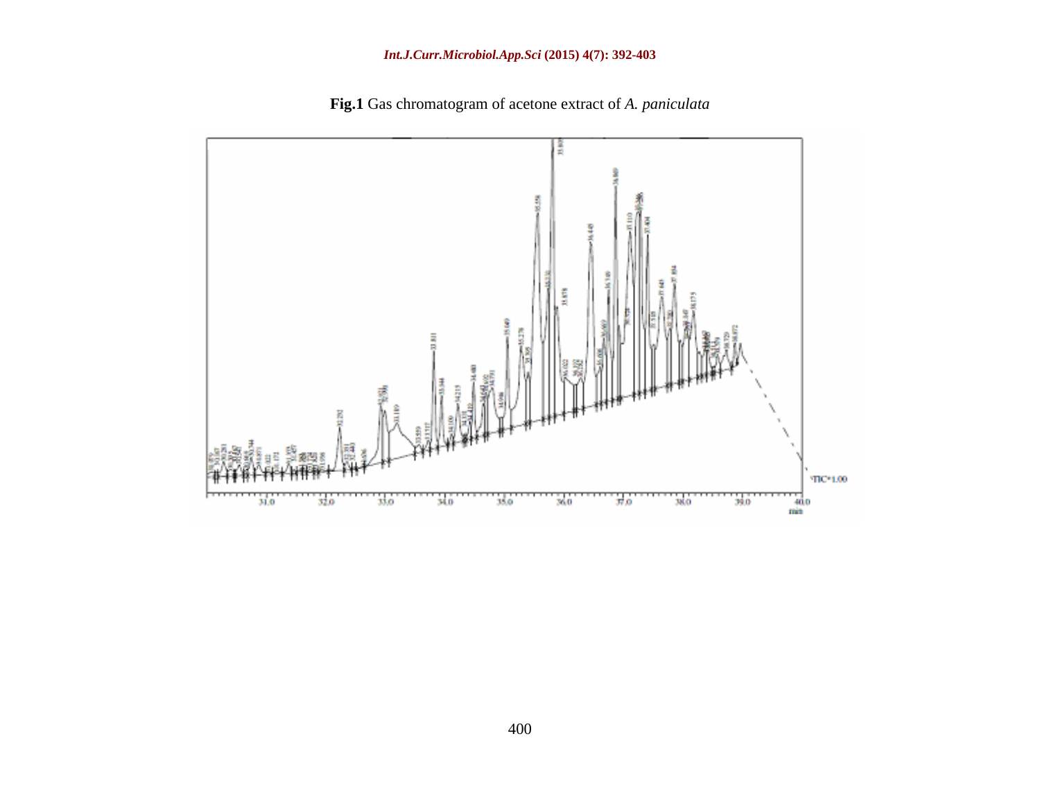**Fig.1** Gas chromatogram of acetone extract of *A. paniculata*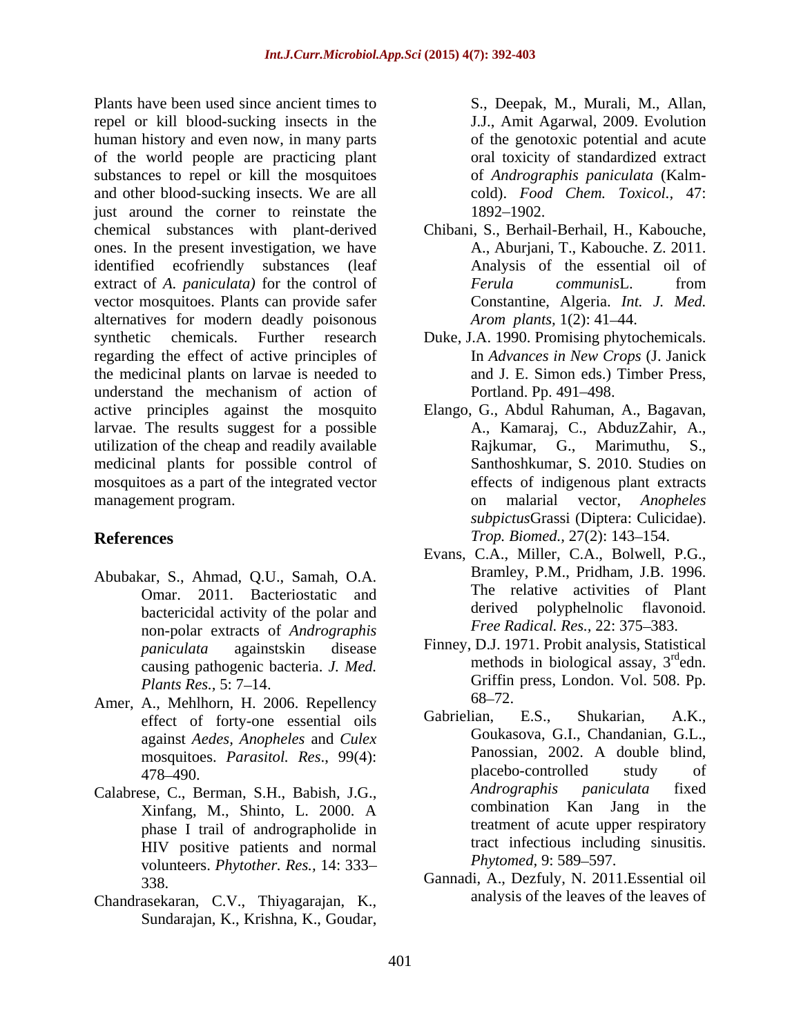Plants have been used since ancient times to repel or kill blood-sucking insects in the human history and even now, in many parts of the world people are practicing plant substances to repel or kill the mosquitoes and other blood-sucking insects. We are all just around the corner to reinstate the chemical substances with plant-derived ones. In the present investigation, we have identified ecofriendly substances (leaf extract of *A. paniculata)* for the control of vector mosquitoes. Plants can provide safer alternatives for modern deadly poisonous synthetic chemicals. Further research regarding the effect of active principles of the medicinal plants on larvae is needed to understand the mechanism of action of active principles against the mosquito larvae. The results suggest for a possible utilization of the cheap and readily available medicinal plants for possible control of mosquitoes as a part of the integrated vector management program.

## References

Abubakar, S., Ahmad, Q.U., Samah, O.A. Omar. 2011. Bacteriostatic and bactericidal activity of the polar and non-polar extracts of *Andrographis paniculata* againstskin disease causing pathogenic bacteria. *J. Med. Plants Res.,* 5: 7–14.

Amer, A., Mehlhorn, H. 2006. Repellency effect of forty-one essential oils against *Aedes, Anopheles* and *Culex* mosquitoes. *Parasitol. Res*., 99(4): 478–490.

Calabrese, C., Berman, S.H., Babish, J.G., Xinfang, M., Shinto, L. 2000. A phase I trail of andrographolide in HIV positive patients and normal volunteers. *Phytother. Res.,* 14: 333–338.

Chandrasekaran, C.V., Thiyagarajan, K., Sundarajan, K., Krishna, K., Goudar, S., Deepak, M., Murali, M., Allan, J.J., Amit Agarwal, 2009. Evolution of the genotoxic potential and acute oral toxicity of standardized extract of *Andrographis paniculata* (Kalm-cold). *Food Chem. Toxicol.,* 47: 1892–1902.

Chibani, S., Berhail-Berhail, H., Kabouche, A., Aburjani, T., Kabouche. Z. 2011. Analysis of the essential oil of *Ferula communis*L. from Constantine, Algeria. *Int. J. Med. Arom plants,* 1(2): 41–44.

Duke, J.A. 1990. Promising phytochemicals. In *Advances in New Crops* (J. Janick and J. E. Simon eds.) Timber Press, Portland. Pp. 491–498.

Elango, G., Abdul Rahuman, A., Bagavan, A., Kamaraj, C., AbduzZahir, A., Rajkumar, G., Marimuthu, S., Santhoshkumar, S. 2010. Studies on effects of indigenous plant extracts on malarial vector, *Anopheles subpictus*Grassi (Diptera: Culicidae). *Trop. Biomed.,* 27(2): 143–154.

Evans, C.A., Miller, C.A., Bolwell, P.G., Bramley, P.M., Pridham, J.B. 1996. The relative activities of Plant derived polyphelnolic flavonoid. *Free Radical. Res.,* 22: 375–383.

Finney, D.J. 1971. Probit analysis, Statistical methods in biological assay, 3rdedn. Griffin press, London. Vol. 508. Pp. 68–72.

Gabrielian, E.S., Shukarian, A.K., Goukasova, G.I., Chandanian, G.L., Panossian, 2002. A double blind, placebo-controlled study of *Andrographis paniculata* fixed combination Kan Jang in the treatment of acute upper respiratory tract infectious including sinusitis. *Phytomed,* 9: 589–597.

Gannadi, A., Dezfuly, N. 2011.Essential oil analysis of the leaves of the leaves of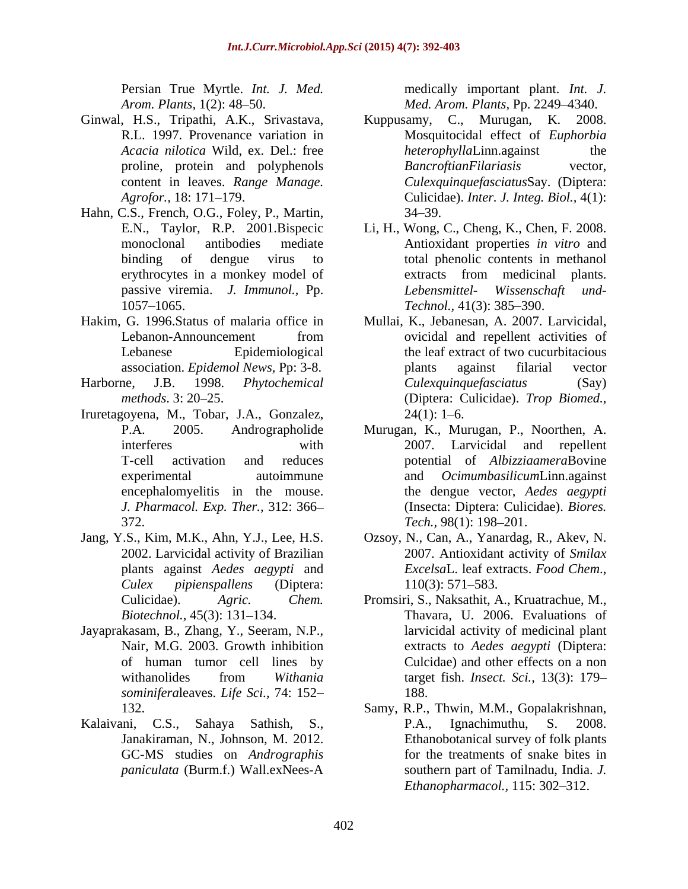Persian True Myrtle. *Int. J. Med. Arom. Plants,* 1(2): 48–50.

Ginwal, H.S., Tripathi, A.K., Srivastava, R.L. 1997. Provenance variation in *Acacia nilotica* Wild, ex. Del.: free proline, protein and polyphenols content in leaves. *Range Manage. Agrofor.,* 18: 171–179.

Hahn, C.S., French, O.G., Foley, P., Martin, E.N., Taylor, R.P. 2001.Bispecic monoclonal antibodies mediate binding of dengue virus to erythrocytes in a monkey model of passive viremia. *J. Immunol.,* Pp. 1057–1065.

Hakim, G. 1996.Status of malaria office in Lebanon-Announcement from Lebanese Epidemiological association. *Epidemol News,* Pp: 3-8.

Harborne, J.B. 1998. *Phytochemical methods*. 3: 20–25.

Iruretagoyena, M., Tobar, J.A., Gonzalez, P.A. 2005. Andrographolide interferes with T-cell activation and reduces experimental autoimmune encephalomyelitis in the mouse. *J. Pharmacol. Exp. Ther.,* 312: 366–372.

Jang, Y.S., Kim, M.K., Ahn, Y.J., Lee, H.S. 2002. Larvicidal activity of Brazilian plants against *Aedes aegypti* and *Culex pipienspallens* (Diptera: Culicidae). *Agric. Chem. Biotechnol.,* 45(3): 131–134.

Jayaprakasam, B., Zhang, Y., Seeram, N.P., Nair, M.G. 2003. Growth inhibition of human tumor cell lines by withanolides from *Withania sominifera*leaves. *Life Sci.,* 74: 152–132.

Kalaivani, C.S., Sahaya Sathish, S., Janakiraman, N., Johnson, M. 2012. GC-MS studies on *Andrographis paniculata* (Burm.f.) Wall.exNees-A medically important plant. *Int. J. Med. Arom. Plants,* Pp. 2249–4340.

Kuppusamy, C., Murugan, K. 2008. Mosquitocidal effect of *Euphorbia heterophylla*Linn.against the *BancroftianFilariasis* vector, *Culexquinquefasciatus*Say. (Diptera: Culicidae). *Inter. J. Integ. Biol.,* 4(1): 34–39.

Li, H., Wong, C., Cheng, K., Chen, F. 2008. Antioxidant properties *in vitro* and total phenolic contents in methanol extracts from medicinal plants. *Lebensmittel- Wissenschaft und-Technol.,* 41(3): 385–390.

Mullai, K., Jebanesan, A. 2007. Larvicidal, ovicidal and repellent activities of the leaf extract of two cucurbitacious plants against filarial vector *Culexquinquefasciatus* (Say) (Diptera: Culicidae). *Trop Biomed.,* 24(1): 1–6.

Murugan, K., Murugan, P., Noorthen, A. 2007. Larvicidal and repellent potential of *Albizziaamera*Bovine and *Ocimumbasilicum*Linn.against the dengue vector, *Aedes aegypti* (Insecta: Diptera: Culicidae). *Biores. Tech.,* 98(1): 198–201.

Ozsoy, N., Can, A., Yanardag, R., Akev, N. 2007. Antioxidant activity of *Smilax Excelsa*L. leaf extracts. *Food Chem.,* 110(3): 571–583.

Promsiri, S., Naksathit, A., Kruatrachue, M., Thavara, U. 2006. Evaluations of larvicidal activity of medicinal plant extracts to *Aedes aegypti* (Diptera: Culcidae) and other effects on a non target fish. *Insect. Sci.,* 13(3): 179–188.

Samy, R.P., Thwin, M.M., Gopalakrishnan, P.A., Ignachimuthu, S. 2008. Ethanobotanical survey of folk plants for the treatments of snake bites in southern part of Tamilnadu, India. *J. Ethanopharmacol.,* 115: 302–312.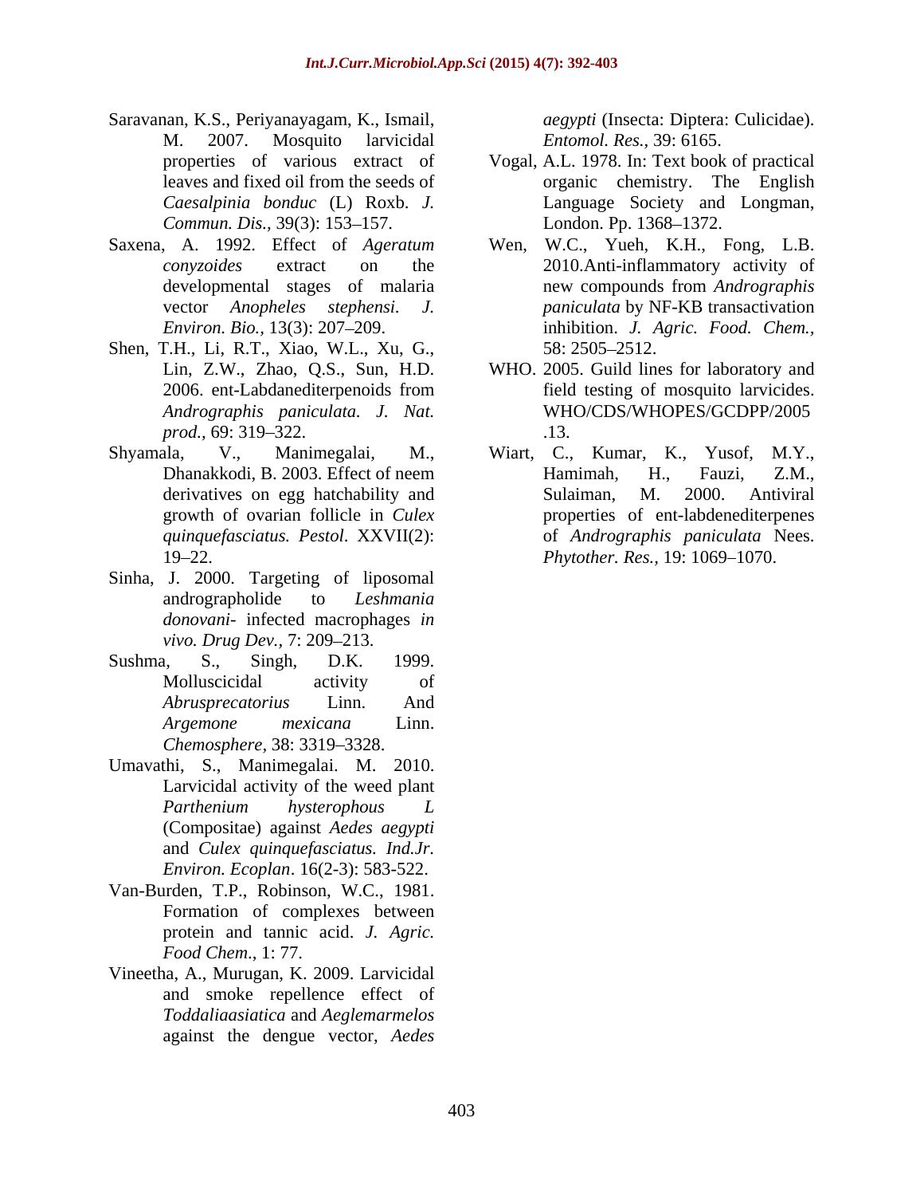Saravanan, K.S., Periyanayagam, K., Ismail, M. 2007. Mosquito larvicidal properties of various extract of leaves and fixed oil from the seeds of *Caesalpinia bonduc* (L) Roxb. *J. Commun. Dis.*, 39(3): 153–157.

Saxena, A. 1992. Effect of *Ageratum conyzoides* extract on the developmental stages of malaria vector *Anopheles stephensi. J. Environ. Bio.*, 13(3): 207–209.

Shen, T.H., Li, R.T., Xiao, W.L., Xu, G., Lin, Z.W., Zhao, Q.S., Sun, H.D. 2006. ent-Labdanediterpenoids from *Andrographis paniculata. J. Nat. prod.*, 69: 319–322.

Shyamala, V., Manimegalai, M., Dhanakkodi, B. 2003. Effect of neem derivatives on egg hatchability and growth of ovarian follicle in *Culex quinquefasciatus. Pestol*. XXVII(2): 19–22.

Sinha, J. 2000. Targeting of liposomal andrographolide to *Leshmania donovani*- infected macrophages *in vivo. Drug Dev.*, 7: 209–213.

Sushma, S., Singh, D.K. 1999. Molluscicidal activity of *Abrusprecatorius* Linn. And *Argemone mexicana* Linn. *Chemosphere*, 38: 3319–3328.

Umavathi, S., Manimegalai. M. 2010. Larvicidal activity of the weed plant *Parthenium hysterophous L* (Compositae) against *Aedes aegypti* and *Culex quinquefasciatus. Ind.Jr. Environ. Ecoplan*. 16(2-3): 583-522.

Van-Burden, T.P., Robinson, W.C., 1981. Formation of complexes between protein and tannic acid. *J. Agric. Food Chem*., 1: 77.

Vineetha, A., Murugan, K. 2009. Larvicidal and smoke repellence effect of *Toddaliaasiatica* and *Aeglemarmelos* against the dengue vector, *Aedes aegypti* (Insecta: Diptera: Culicidae). *Entomol. Res.*, 39: 6165.

Vogal, A.L. 1978. In: Text book of practical organic chemistry. The English Language Society and Longman, London. Pp. 1368–1372.

Wen, W.C., Yueh, K.H., Fong, L.B. 2010.Anti-inflammatory activity of new compounds from *Andrographis paniculata* by NF-KB transactivation inhibition. *J. Agric. Food. Chem.,* 58: 2505–2512.

WHO. 2005. Guild lines for laboratory and field testing of mosquito larvicides. WHO/CDS/WHOPES/GCDPP/2005 .13.

Wiart, C., Kumar, K., Yusof, M.Y., Hamimah, H., Fauzi, Z.M., Sulaiman, M. 2000. Antiviral properties of ent-labdenediterpenes of *Andrographis paniculata* Nees. *Phytother. Res.*, 19: 1069–1070.